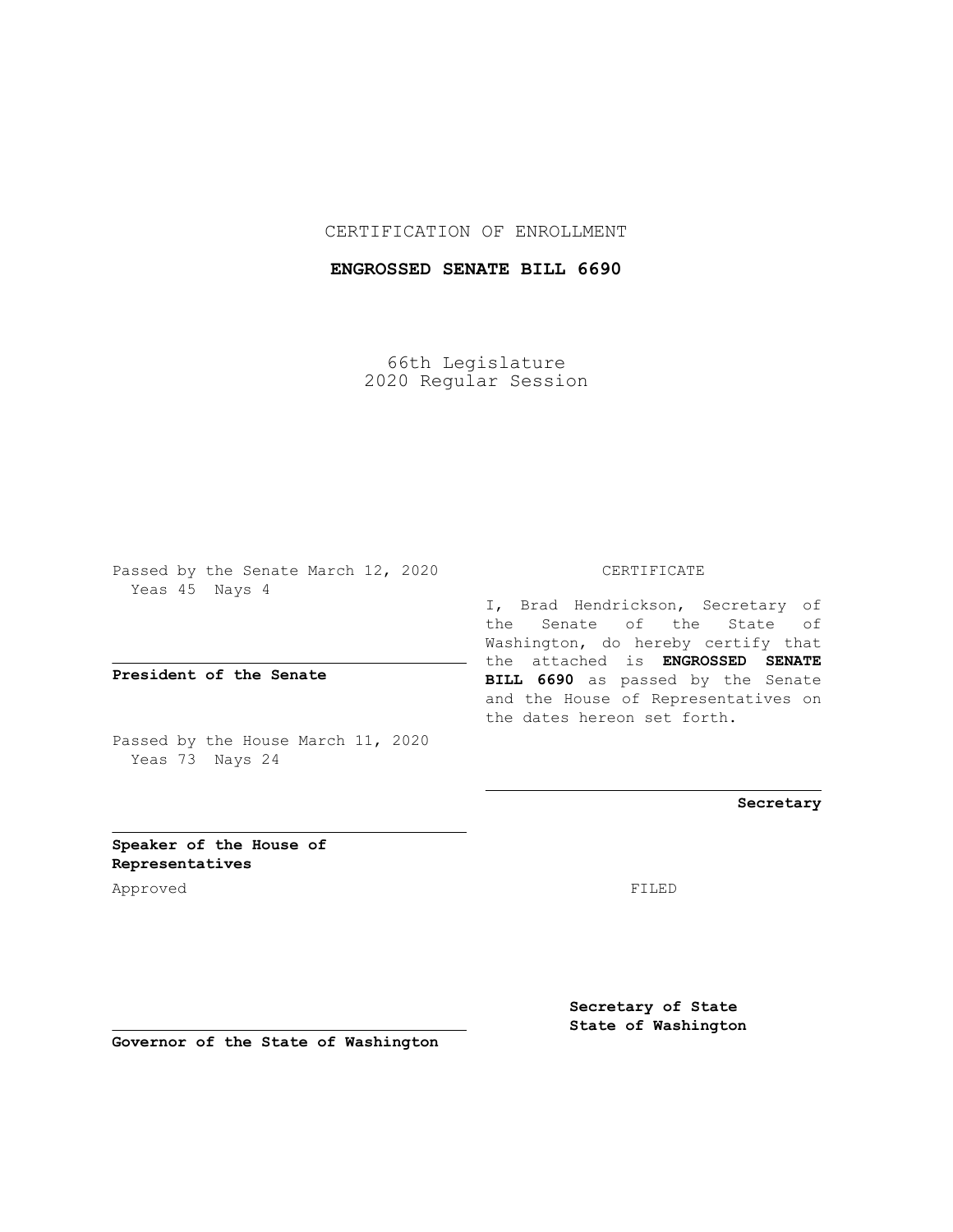CERTIFICATION OF ENROLLMENT

**ENGROSSED SENATE BILL 6690**

66th Legislature
2020 Regular Session

Passed by the Senate March 12, 2020
Yeas 45 Nays 4

**President of the Senate**

Passed by the House March 11, 2020
Yeas 73 Nays 24

**Speaker of the House of Representatives**

Approved

**Governor of the State of Washington**

CERTIFICATE

I, Brad Hendrickson, Secretary of the Senate of the State of Washington, do hereby certify that the attached is **ENGROSSED SENATE BILL 6690** as passed by the Senate and the House of Representatives on the dates hereon set forth.

**Secretary**

FILED

**Secretary of State**
**State of Washington**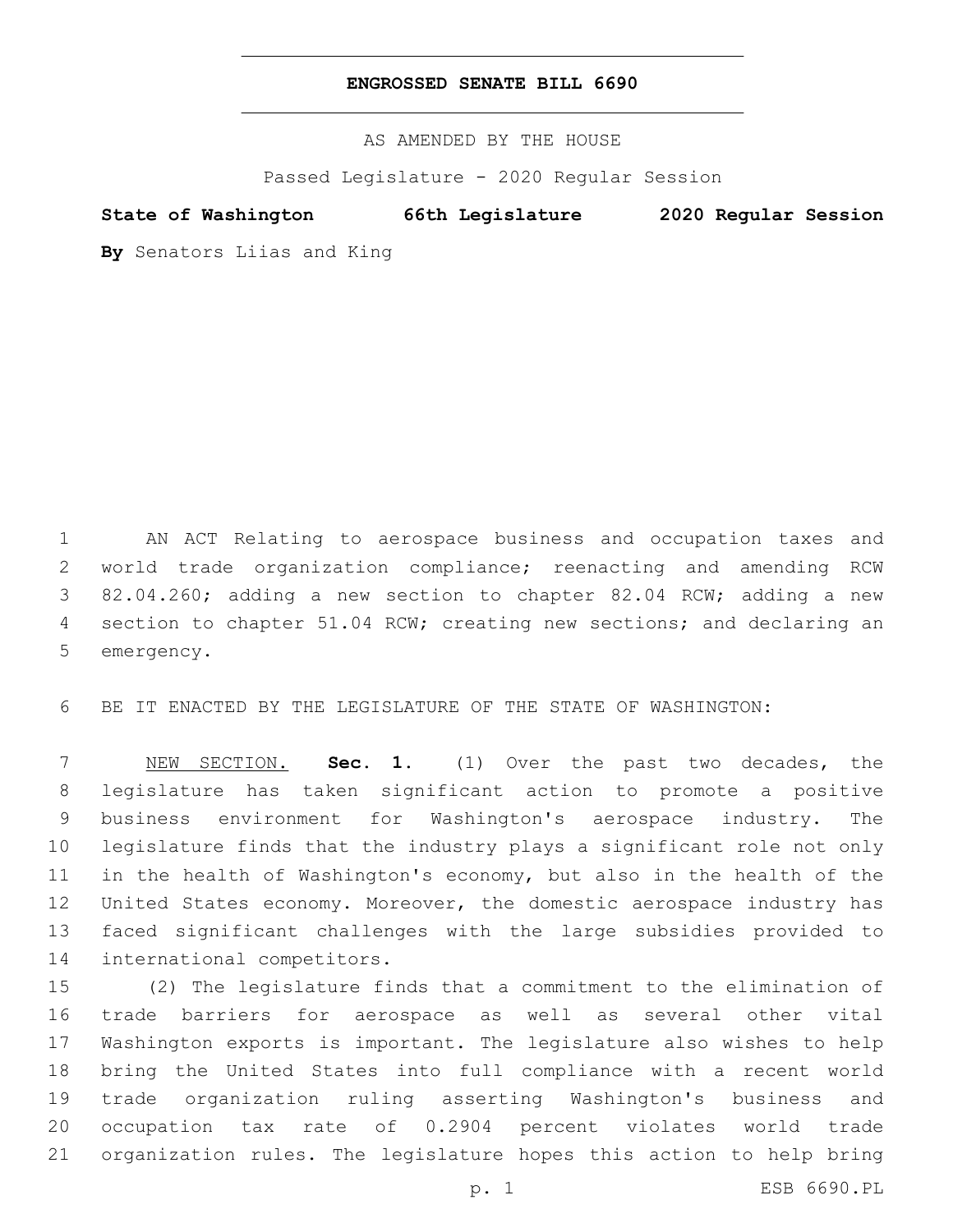# ENGROSSED SENATE BILL 6690

AS AMENDED BY THE HOUSE

Passed Legislature - 2020 Regular Session

**State of Washington 66th Legislature 2020 Regular Session**

**By** Senators Liias and King

AN ACT Relating to aerospace business and occupation taxes and world trade organization compliance; reenacting and amending RCW 82.04.260; adding a new section to chapter 82.04 RCW; adding a new section to chapter 51.04 RCW; creating new sections; and declaring an emergency.

BE IT ENACTED BY THE LEGISLATURE OF THE STATE OF WASHINGTON:

NEW SECTION. **Sec. 1.** (1) Over the past two decades, the legislature has taken significant action to promote a positive business environment for Washington's aerospace industry. The legislature finds that the industry plays a significant role not only in the health of Washington's economy, but also in the health of the United States economy. Moreover, the domestic aerospace industry has faced significant challenges with the large subsidies provided to international competitors.

(2) The legislature finds that a commitment to the elimination of trade barriers for aerospace as well as several other vital Washington exports is important. The legislature also wishes to help bring the United States into full compliance with a recent world trade organization ruling asserting Washington's business and occupation tax rate of 0.2904 percent violates world trade organization rules. The legislature hopes this action to help bring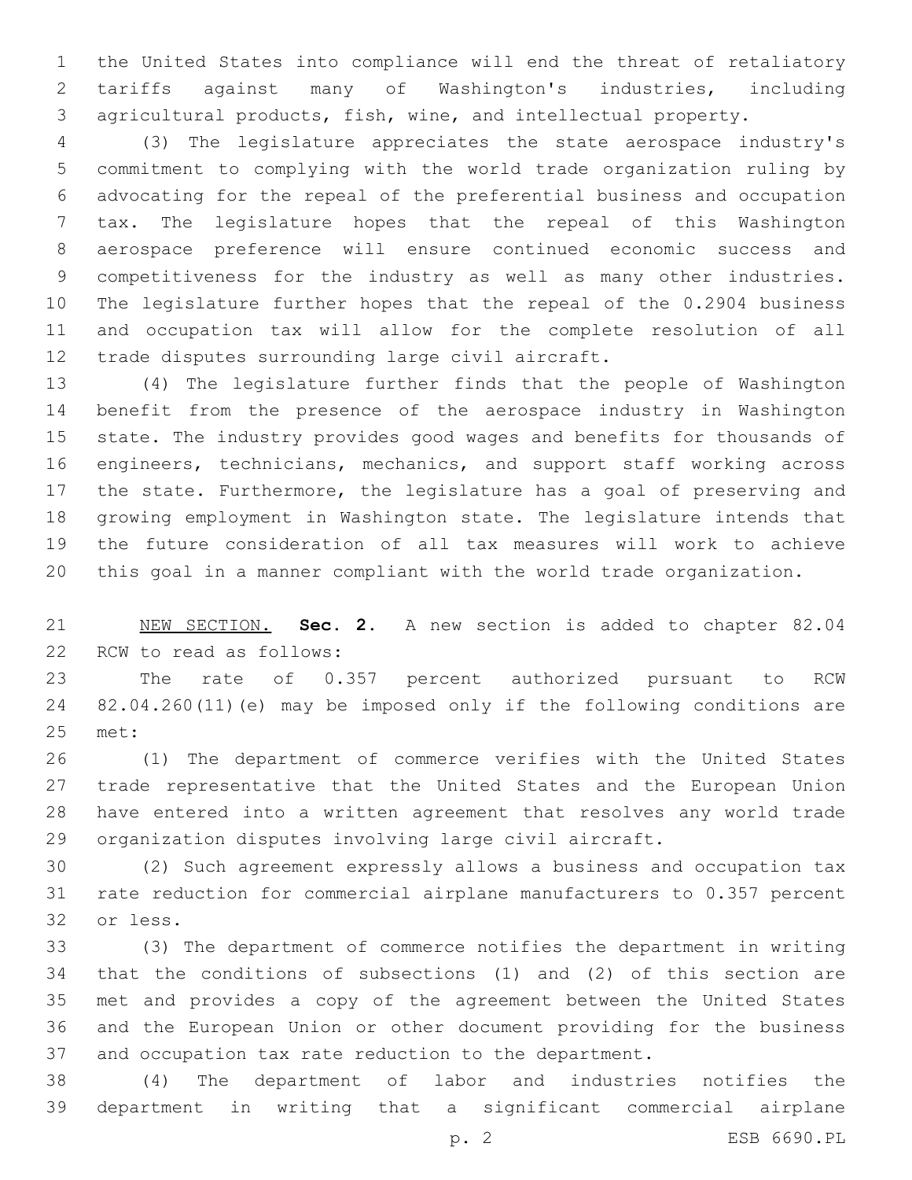the United States into compliance will end the threat of retaliatory tariffs against many of Washington's industries, including agricultural products, fish, wine, and intellectual property.

(3) The legislature appreciates the state aerospace industry's commitment to complying with the world trade organization ruling by advocating for the repeal of the preferential business and occupation tax. The legislature hopes that the repeal of this Washington aerospace preference will ensure continued economic success and competitiveness for the industry as well as many other industries. The legislature further hopes that the repeal of the 0.2904 business and occupation tax will allow for the complete resolution of all trade disputes surrounding large civil aircraft.

(4) The legislature further finds that the people of Washington benefit from the presence of the aerospace industry in Washington state. The industry provides good wages and benefits for thousands of engineers, technicians, mechanics, and support staff working across the state. Furthermore, the legislature has a goal of preserving and growing employment in Washington state. The legislature intends that the future consideration of all tax measures will work to achieve this goal in a manner compliant with the world trade organization.

NEW SECTION. **Sec. 2.** A new section is added to chapter 82.04 RCW to read as follows:

The rate of 0.357 percent authorized pursuant to RCW 82.04.260(11)(e) may be imposed only if the following conditions are met:

(1) The department of commerce verifies with the United States trade representative that the United States and the European Union have entered into a written agreement that resolves any world trade organization disputes involving large civil aircraft.

(2) Such agreement expressly allows a business and occupation tax rate reduction for commercial airplane manufacturers to 0.357 percent or less.

(3) The department of commerce notifies the department in writing that the conditions of subsections (1) and (2) of this section are met and provides a copy of the agreement between the United States and the European Union or other document providing for the business and occupation tax rate reduction to the department.

(4) The department of labor and industries notifies the department in writing that a significant commercial airplane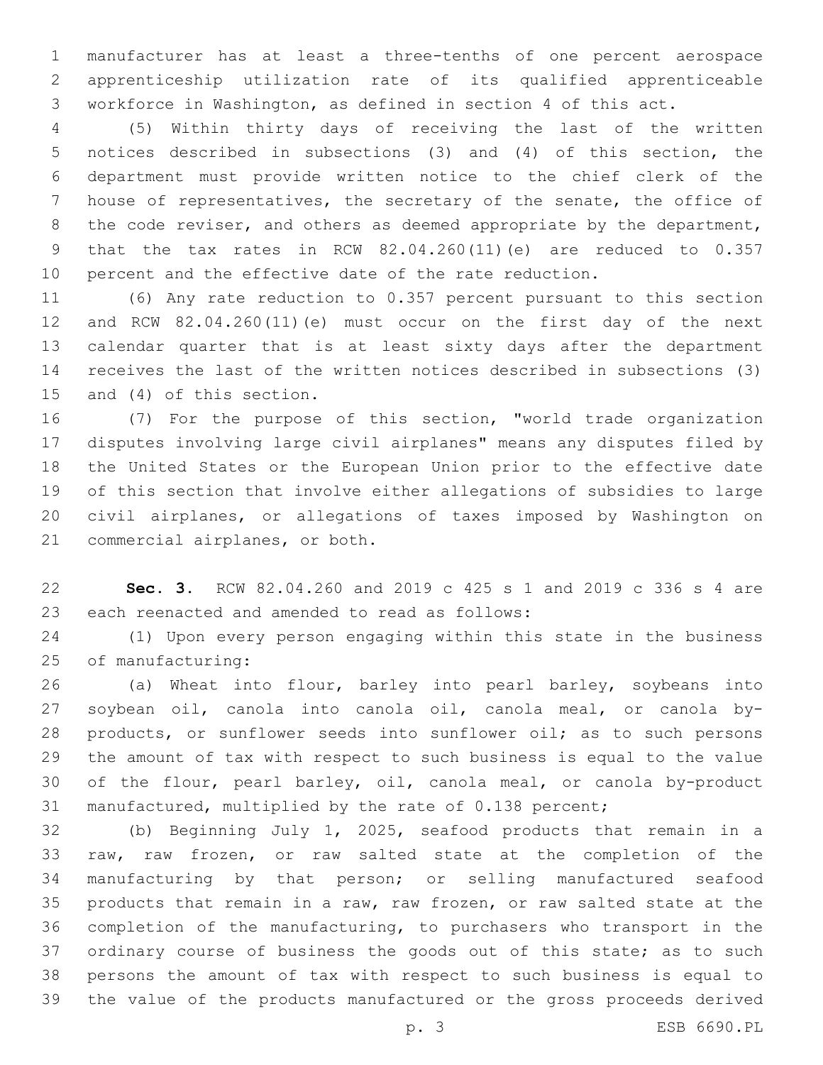manufacturer has at least a three-tenths of one percent aerospace apprenticeship utilization rate of its qualified apprenticeable workforce in Washington, as defined in section 4 of this act.

(5) Within thirty days of receiving the last of the written notices described in subsections (3) and (4) of this section, the department must provide written notice to the chief clerk of the house of representatives, the secretary of the senate, the office of the code reviser, and others as deemed appropriate by the department, that the tax rates in RCW 82.04.260(11)(e) are reduced to 0.357 percent and the effective date of the rate reduction.

(6) Any rate reduction to 0.357 percent pursuant to this section and RCW 82.04.260(11)(e) must occur on the first day of the next calendar quarter that is at least sixty days after the department receives the last of the written notices described in subsections (3) and (4) of this section.

(7) For the purpose of this section, "world trade organization disputes involving large civil airplanes" means any disputes filed by the United States or the European Union prior to the effective date of this section that involve either allegations of subsidies to large civil airplanes, or allegations of taxes imposed by Washington on commercial airplanes, or both.

**Sec. 3.** RCW 82.04.260 and 2019 c 425 s 1 and 2019 c 336 s 4 are each reenacted and amended to read as follows:

(1) Upon every person engaging within this state in the business of manufacturing:

(a) Wheat into flour, barley into pearl barley, soybeans into soybean oil, canola into canola oil, canola meal, or canola by-products, or sunflower seeds into sunflower oil; as to such persons the amount of tax with respect to such business is equal to the value of the flour, pearl barley, oil, canola meal, or canola by-product manufactured, multiplied by the rate of 0.138 percent;

(b) Beginning July 1, 2025, seafood products that remain in a raw, raw frozen, or raw salted state at the completion of the manufacturing by that person; or selling manufactured seafood products that remain in a raw, raw frozen, or raw salted state at the completion of the manufacturing, to purchasers who transport in the ordinary course of business the goods out of this state; as to such persons the amount of tax with respect to such business is equal to the value of the products manufactured or the gross proceeds derived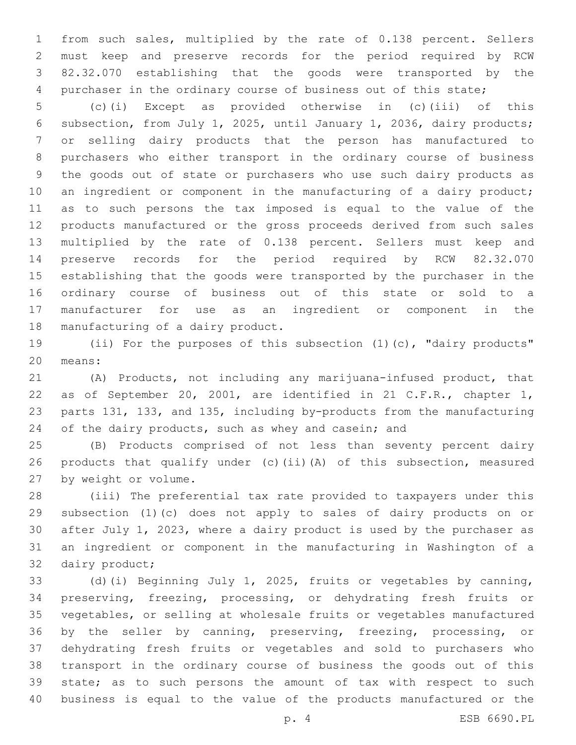from such sales, multiplied by the rate of 0.138 percent. Sellers must keep and preserve records for the period required by RCW 82.32.070 establishing that the goods were transported by the purchaser in the ordinary course of business out of this state;

(c)(i) Except as provided otherwise in (c)(iii) of this subsection, from July 1, 2025, until January 1, 2036, dairy products; or selling dairy products that the person has manufactured to purchasers who either transport in the ordinary course of business the goods out of state or purchasers who use such dairy products as an ingredient or component in the manufacturing of a dairy product; as to such persons the tax imposed is equal to the value of the products manufactured or the gross proceeds derived from such sales multiplied by the rate of 0.138 percent. Sellers must keep and preserve records for the period required by RCW 82.32.070 establishing that the goods were transported by the purchaser in the ordinary course of business out of this state or sold to a manufacturer for use as an ingredient or component in the manufacturing of a dairy product.

(ii) For the purposes of this subsection (1)(c), "dairy products" means:

(A) Products, not including any marijuana-infused product, that as of September 20, 2001, are identified in 21 C.F.R., chapter 1, parts 131, 133, and 135, including by-products from the manufacturing of the dairy products, such as whey and casein; and

(B) Products comprised of not less than seventy percent dairy products that qualify under (c)(ii)(A) of this subsection, measured by weight or volume.

(iii) The preferential tax rate provided to taxpayers under this subsection (1)(c) does not apply to sales of dairy products on or after July 1, 2023, where a dairy product is used by the purchaser as an ingredient or component in the manufacturing in Washington of a dairy product;

(d)(i) Beginning July 1, 2025, fruits or vegetables by canning, preserving, freezing, processing, or dehydrating fresh fruits or vegetables, or selling at wholesale fruits or vegetables manufactured by the seller by canning, preserving, freezing, processing, or dehydrating fresh fruits or vegetables and sold to purchasers who transport in the ordinary course of business the goods out of this state; as to such persons the amount of tax with respect to such business is equal to the value of the products manufactured or the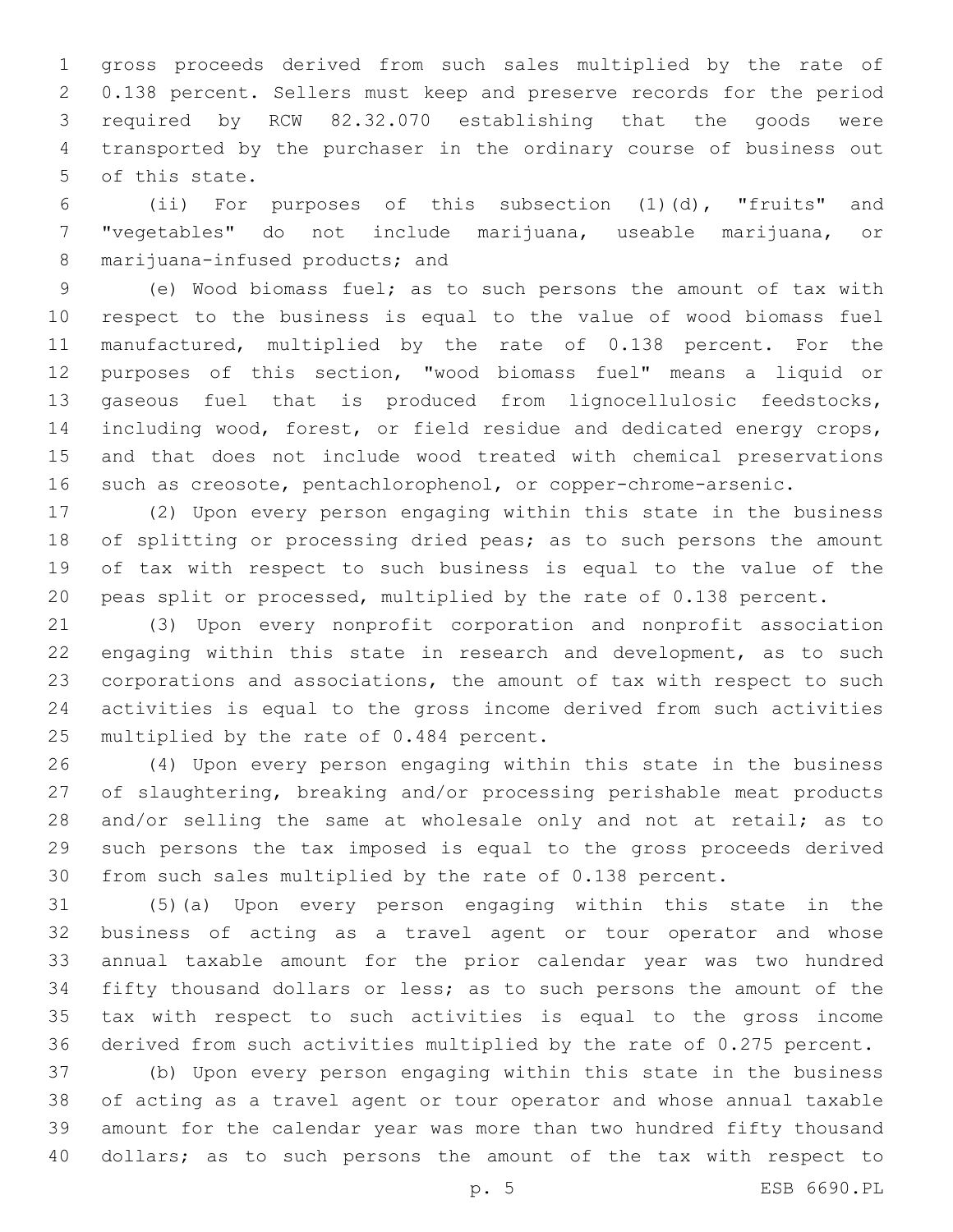gross proceeds derived from such sales multiplied by the rate of 0.138 percent. Sellers must keep and preserve records for the period required by RCW 82.32.070 establishing that the goods were transported by the purchaser in the ordinary course of business out of this state.

(ii) For purposes of this subsection (1)(d), "fruits" and "vegetables" do not include marijuana, useable marijuana, or marijuana-infused products; and

(e) Wood biomass fuel; as to such persons the amount of tax with respect to the business is equal to the value of wood biomass fuel manufactured, multiplied by the rate of 0.138 percent. For the purposes of this section, "wood biomass fuel" means a liquid or gaseous fuel that is produced from lignocellulosic feedstocks, including wood, forest, or field residue and dedicated energy crops, and that does not include wood treated with chemical preservations such as creosote, pentachlorophenol, or copper-chrome-arsenic.

(2) Upon every person engaging within this state in the business of splitting or processing dried peas; as to such persons the amount of tax with respect to such business is equal to the value of the peas split or processed, multiplied by the rate of 0.138 percent.

(3) Upon every nonprofit corporation and nonprofit association engaging within this state in research and development, as to such corporations and associations, the amount of tax with respect to such activities is equal to the gross income derived from such activities multiplied by the rate of 0.484 percent.

(4) Upon every person engaging within this state in the business of slaughtering, breaking and/or processing perishable meat products and/or selling the same at wholesale only and not at retail; as to such persons the tax imposed is equal to the gross proceeds derived from such sales multiplied by the rate of 0.138 percent.

(5)(a) Upon every person engaging within this state in the business of acting as a travel agent or tour operator and whose annual taxable amount for the prior calendar year was two hundred fifty thousand dollars or less; as to such persons the amount of the tax with respect to such activities is equal to the gross income derived from such activities multiplied by the rate of 0.275 percent.

(b) Upon every person engaging within this state in the business of acting as a travel agent or tour operator and whose annual taxable amount for the calendar year was more than two hundred fifty thousand dollars; as to such persons the amount of the tax with respect to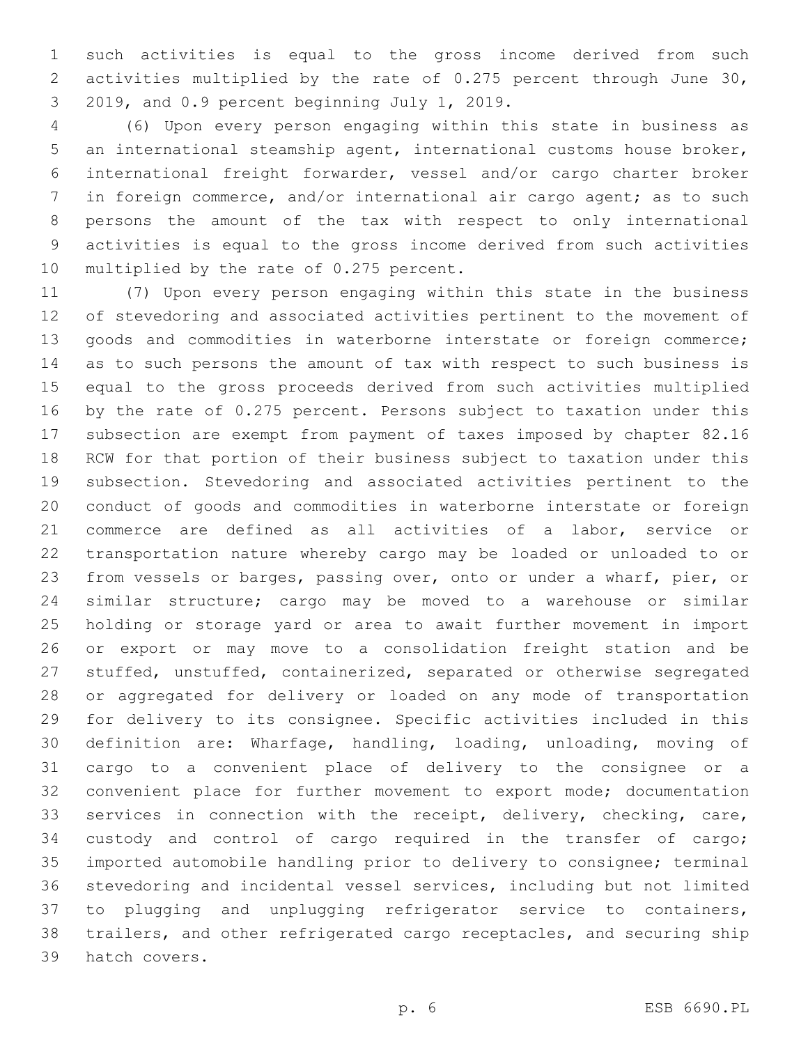such activities is equal to the gross income derived from such activities multiplied by the rate of 0.275 percent through June 30, 2019, and 0.9 percent beginning July 1, 2019.

(6) Upon every person engaging within this state in business as an international steamship agent, international customs house broker, international freight forwarder, vessel and/or cargo charter broker in foreign commerce, and/or international air cargo agent; as to such persons the amount of the tax with respect to only international activities is equal to the gross income derived from such activities multiplied by the rate of 0.275 percent.

(7) Upon every person engaging within this state in the business of stevedoring and associated activities pertinent to the movement of goods and commodities in waterborne interstate or foreign commerce; as to such persons the amount of tax with respect to such business is equal to the gross proceeds derived from such activities multiplied by the rate of 0.275 percent. Persons subject to taxation under this subsection are exempt from payment of taxes imposed by chapter 82.16 RCW for that portion of their business subject to taxation under this subsection. Stevedoring and associated activities pertinent to the conduct of goods and commodities in waterborne interstate or foreign commerce are defined as all activities of a labor, service or transportation nature whereby cargo may be loaded or unloaded to or from vessels or barges, passing over, onto or under a wharf, pier, or similar structure; cargo may be moved to a warehouse or similar holding or storage yard or area to await further movement in import or export or may move to a consolidation freight station and be stuffed, unstuffed, containerized, separated or otherwise segregated or aggregated for delivery or loaded on any mode of transportation for delivery to its consignee. Specific activities included in this definition are: Wharfage, handling, loading, unloading, moving of cargo to a convenient place of delivery to the consignee or a convenient place for further movement to export mode; documentation services in connection with the receipt, delivery, checking, care, custody and control of cargo required in the transfer of cargo; imported automobile handling prior to delivery to consignee; terminal stevedoring and incidental vessel services, including but not limited to plugging and unplugging refrigerator service to containers, trailers, and other refrigerated cargo receptacles, and securing ship hatch covers.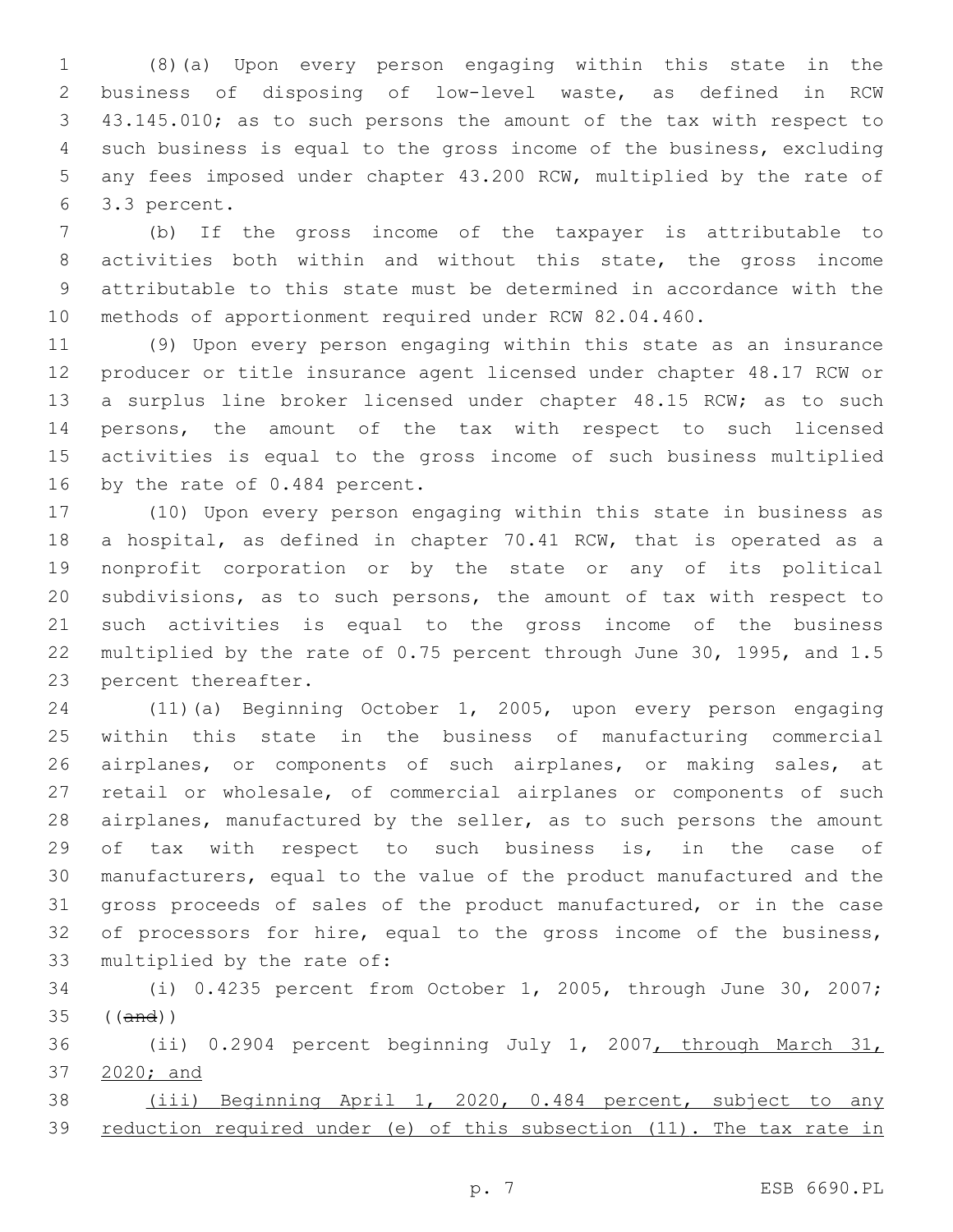(8)(a) Upon every person engaging within this state in the business of disposing of low-level waste, as defined in RCW 43.145.010; as to such persons the amount of the tax with respect to such business is equal to the gross income of the business, excluding any fees imposed under chapter 43.200 RCW, multiplied by the rate of 3.3 percent.

(b) If the gross income of the taxpayer is attributable to activities both within and without this state, the gross income attributable to this state must be determined in accordance with the methods of apportionment required under RCW 82.04.460.

(9) Upon every person engaging within this state as an insurance producer or title insurance agent licensed under chapter 48.17 RCW or a surplus line broker licensed under chapter 48.15 RCW; as to such persons, the amount of the tax with respect to such licensed activities is equal to the gross income of such business multiplied by the rate of 0.484 percent.

(10) Upon every person engaging within this state in business as a hospital, as defined in chapter 70.41 RCW, that is operated as a nonprofit corporation or by the state or any of its political subdivisions, as to such persons, the amount of tax with respect to such activities is equal to the gross income of the business multiplied by the rate of 0.75 percent through June 30, 1995, and 1.5 percent thereafter.

(11)(a) Beginning October 1, 2005, upon every person engaging within this state in the business of manufacturing commercial airplanes, or components of such airplanes, or making sales, at retail or wholesale, of commercial airplanes or components of such airplanes, manufactured by the seller, as to such persons the amount of tax with respect to such business is, in the case of manufacturers, equal to the value of the product manufactured and the gross proceeds of sales of the product manufactured, or in the case of processors for hire, equal to the gross income of the business, multiplied by the rate of:

(i) 0.4235 percent from October 1, 2005, through June 30, 2007; ((~~and~~))

(ii) 0.2904 percent beginning July 1, 2007<u>, through March 31, 2020; and</u>

<u>(iii) Beginning April 1, 2020, 0.484 percent, subject to any reduction required under (e) of this subsection (11). The tax rate in</u>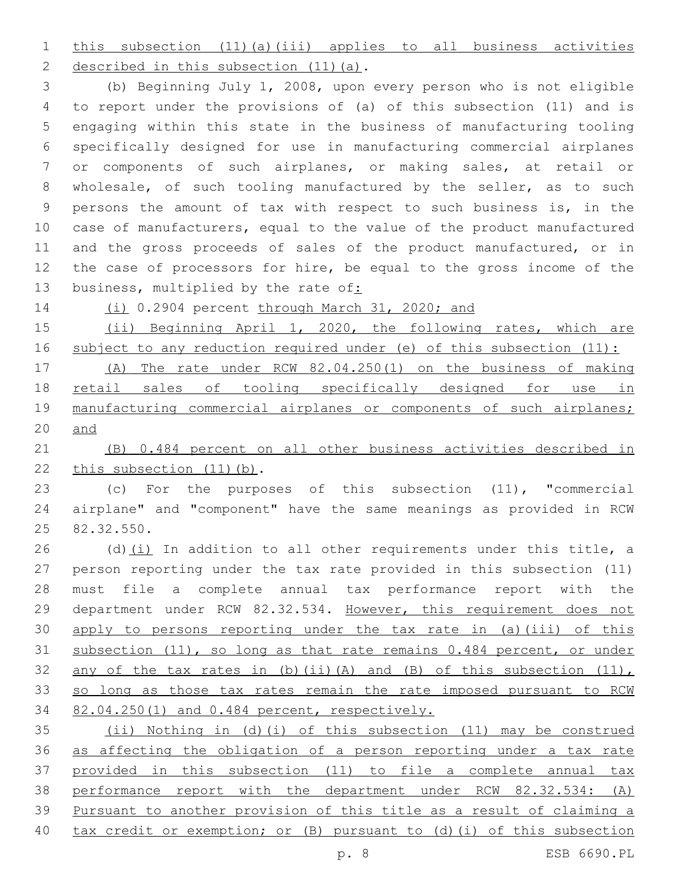this subsection (11)(a)(iii) applies to all business activities described in this subsection (11)(a).

(b) Beginning July 1, 2008, upon every person who is not eligible to report under the provisions of (a) of this subsection (11) and is engaging within this state in the business of manufacturing tooling specifically designed for use in manufacturing commercial airplanes or components of such airplanes, or making sales, at retail or wholesale, of such tooling manufactured by the seller, as to such persons the amount of tax with respect to such business is, in the case of manufacturers, equal to the value of the product manufactured and the gross proceeds of sales of the product manufactured, or in the case of processors for hire, be equal to the gross income of the business, multiplied by the rate of:

(i) 0.2904 percent through March 31, 2020; and

(ii) Beginning April 1, 2020, the following rates, which are subject to any reduction required under (e) of this subsection (11):

(A) The rate under RCW 82.04.250(1) on the business of making retail sales of tooling specifically designed for use in manufacturing commercial airplanes or components of such airplanes; and

(B) 0.484 percent on all other business activities described in this subsection (11)(b).

(c) For the purposes of this subsection (11), "commercial airplane" and "component" have the same meanings as provided in RCW 82.32.550.

(d)(i) In addition to all other requirements under this title, a person reporting under the tax rate provided in this subsection (11) must file a complete annual tax performance report with the department under RCW 82.32.534. However, this requirement does not apply to persons reporting under the tax rate in (a)(iii) of this subsection (11), so long as that rate remains 0.484 percent, or under any of the tax rates in (b)(ii)(A) and (B) of this subsection (11), so long as those tax rates remain the rate imposed pursuant to RCW 82.04.250(1) and 0.484 percent, respectively.

(ii) Nothing in (d)(i) of this subsection (11) may be construed as affecting the obligation of a person reporting under a tax rate provided in this subsection (11) to file a complete annual tax performance report with the department under RCW 82.32.534: (A) Pursuant to another provision of this title as a result of claiming a tax credit or exemption; or (B) pursuant to (d)(i) of this subsection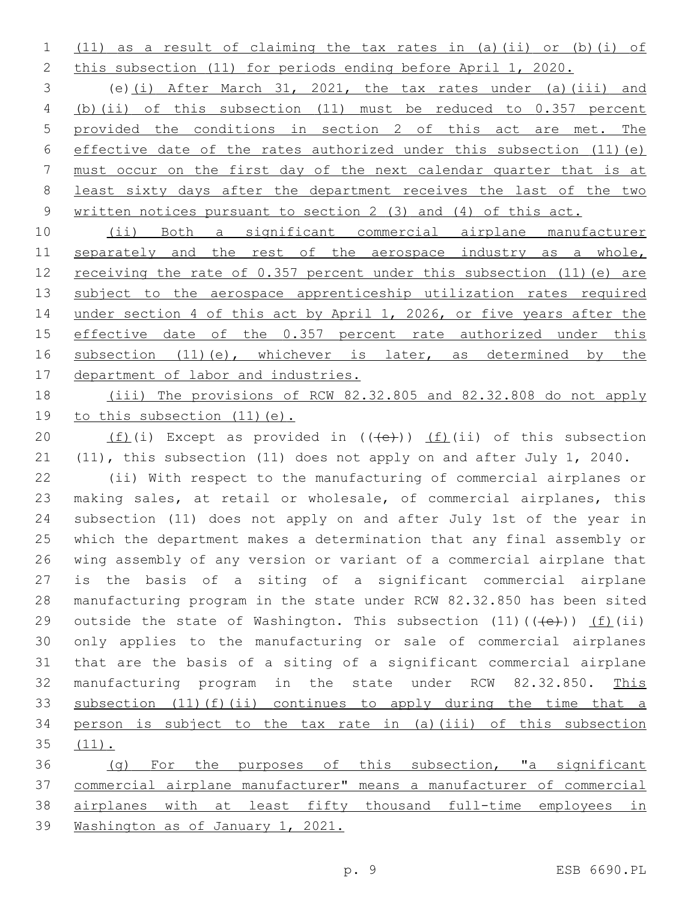(11) as a result of claiming the tax rates in (a)(ii) or (b)(i) of this subsection (11) for periods ending before April 1, 2020.

(e)(i) After March 31, 2021, the tax rates under (a)(iii) and (b)(ii) of this subsection (11) must be reduced to 0.357 percent provided the conditions in section 2 of this act are met. The effective date of the rates authorized under this subsection (11)(e) must occur on the first day of the next calendar quarter that is at least sixty days after the department receives the last of the two written notices pursuant to section 2 (3) and (4) of this act.

(ii) Both a significant commercial airplane manufacturer separately and the rest of the aerospace industry as a whole, receiving the rate of 0.357 percent under this subsection (11)(e) are subject to the aerospace apprenticeship utilization rates required under section 4 of this act by April 1, 2026, or five years after the effective date of the 0.357 percent rate authorized under this subsection (11)(e), whichever is later, as determined by the department of labor and industries.

(iii) The provisions of RCW 82.32.805 and 82.32.808 do not apply to this subsection (11)(e).

(f)(i) Except as provided in ((~~(e)~~)) (f)(ii) of this subsection (11), this subsection (11) does not apply on and after July 1, 2040.

(ii) With respect to the manufacturing of commercial airplanes or making sales, at retail or wholesale, of commercial airplanes, this subsection (11) does not apply on and after July 1st of the year in which the department makes a determination that any final assembly or wing assembly of any version or variant of a commercial airplane that is the basis of a siting of a significant commercial airplane manufacturing program in the state under RCW 82.32.850 has been sited outside the state of Washington. This subsection (11)((~~(e)~~)) (f)(ii) only applies to the manufacturing or sale of commercial airplanes that are the basis of a siting of a significant commercial airplane manufacturing program in the state under RCW 82.32.850. This subsection (11)(f)(ii) continues to apply during the time that a person is subject to the tax rate in (a)(iii) of this subsection (11).

(g) For the purposes of this subsection, "a significant commercial airplane manufacturer" means a manufacturer of commercial airplanes with at least fifty thousand full-time employees in Washington as of January 1, 2021.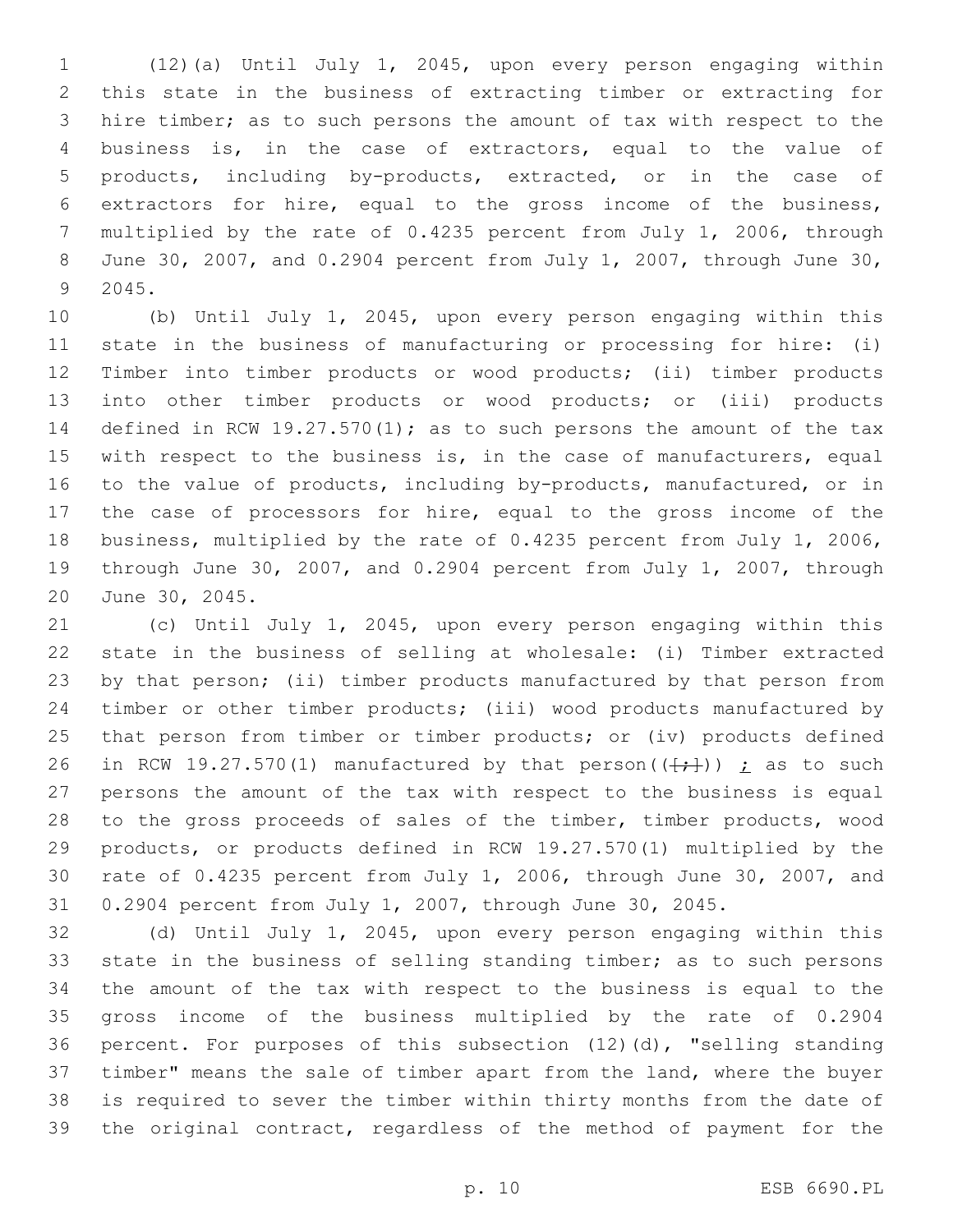(12)(a) Until July 1, 2045, upon every person engaging within this state in the business of extracting timber or extracting for hire timber; as to such persons the amount of tax with respect to the business is, in the case of extractors, equal to the value of products, including by-products, extracted, or in the case of extractors for hire, equal to the gross income of the business, multiplied by the rate of 0.4235 percent from July 1, 2006, through June 30, 2007, and 0.2904 percent from July 1, 2007, through June 30, 2045.

(b) Until July 1, 2045, upon every person engaging within this state in the business of manufacturing or processing for hire: (i) Timber into timber products or wood products; (ii) timber products into other timber products or wood products; or (iii) products defined in RCW 19.27.570(1); as to such persons the amount of the tax with respect to the business is, in the case of manufacturers, equal to the value of products, including by-products, manufactured, or in the case of processors for hire, equal to the gross income of the business, multiplied by the rate of 0.4235 percent from July 1, 2006, through June 30, 2007, and 0.2904 percent from July 1, 2007, through June 30, 2045.

(c) Until July 1, 2045, upon every person engaging within this state in the business of selling at wholesale: (i) Timber extracted by that person; (ii) timber products manufactured by that person from timber or other timber products; (iii) wood products manufactured by that person from timber or timber products; or (iv) products defined in RCW 19.27.570(1) manufactured by that person((~~;~~)) ; as to such persons the amount of the tax with respect to the business is equal to the gross proceeds of sales of the timber, timber products, wood products, or products defined in RCW 19.27.570(1) multiplied by the rate of 0.4235 percent from July 1, 2006, through June 30, 2007, and 0.2904 percent from July 1, 2007, through June 30, 2045.

(d) Until July 1, 2045, upon every person engaging within this state in the business of selling standing timber; as to such persons the amount of the tax with respect to the business is equal to the gross income of the business multiplied by the rate of 0.2904 percent. For purposes of this subsection (12)(d), "selling standing timber" means the sale of timber apart from the land, where the buyer is required to sever the timber within thirty months from the date of the original contract, regardless of the method of payment for the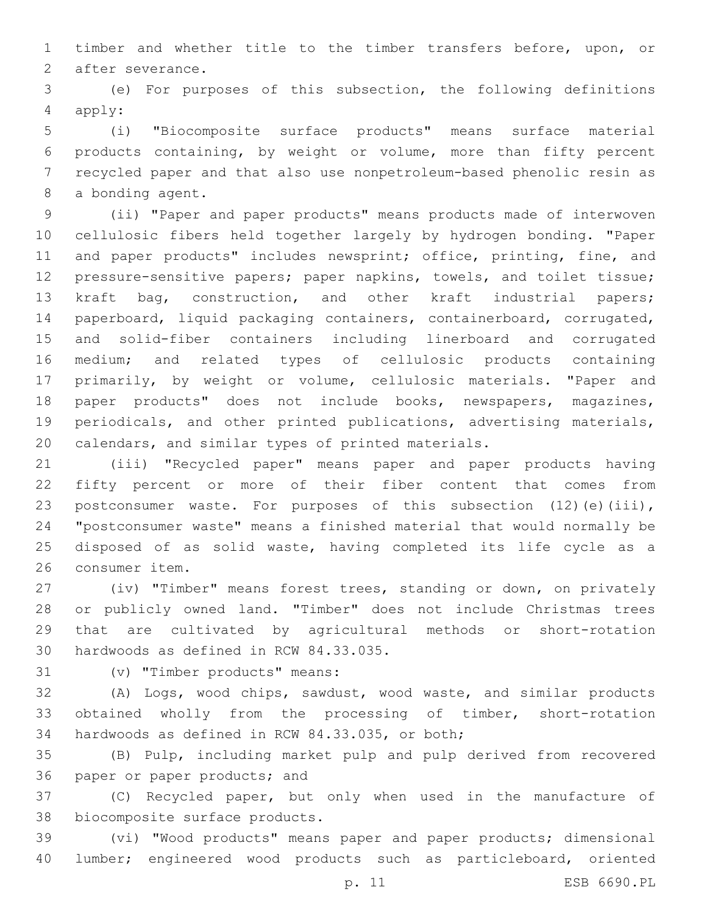timber and whether title to the timber transfers before, upon, or after severance.

(e) For purposes of this subsection, the following definitions apply:

(i) "Biocomposite surface products" means surface material products containing, by weight or volume, more than fifty percent recycled paper and that also use nonpetroleum-based phenolic resin as a bonding agent.

(ii) "Paper and paper products" means products made of interwoven cellulosic fibers held together largely by hydrogen bonding. "Paper and paper products" includes newsprint; office, printing, fine, and pressure-sensitive papers; paper napkins, towels, and toilet tissue; kraft bag, construction, and other kraft industrial papers; paperboard, liquid packaging containers, containerboard, corrugated, and solid-fiber containers including linerboard and corrugated medium; and related types of cellulosic products containing primarily, by weight or volume, cellulosic materials. "Paper and paper products" does not include books, newspapers, magazines, periodicals, and other printed publications, advertising materials, calendars, and similar types of printed materials.

(iii) "Recycled paper" means paper and paper products having fifty percent or more of their fiber content that comes from postconsumer waste. For purposes of this subsection (12)(e)(iii), "postconsumer waste" means a finished material that would normally be disposed of as solid waste, having completed its life cycle as a consumer item.

(iv) "Timber" means forest trees, standing or down, on privately or publicly owned land. "Timber" does not include Christmas trees that are cultivated by agricultural methods or short-rotation hardwoods as defined in RCW 84.33.035.

(v) "Timber products" means:

(A) Logs, wood chips, sawdust, wood waste, and similar products obtained wholly from the processing of timber, short-rotation hardwoods as defined in RCW 84.33.035, or both;

(B) Pulp, including market pulp and pulp derived from recovered paper or paper products; and

(C) Recycled paper, but only when used in the manufacture of biocomposite surface products.

(vi) "Wood products" means paper and paper products; dimensional lumber; engineered wood products such as particleboard, oriented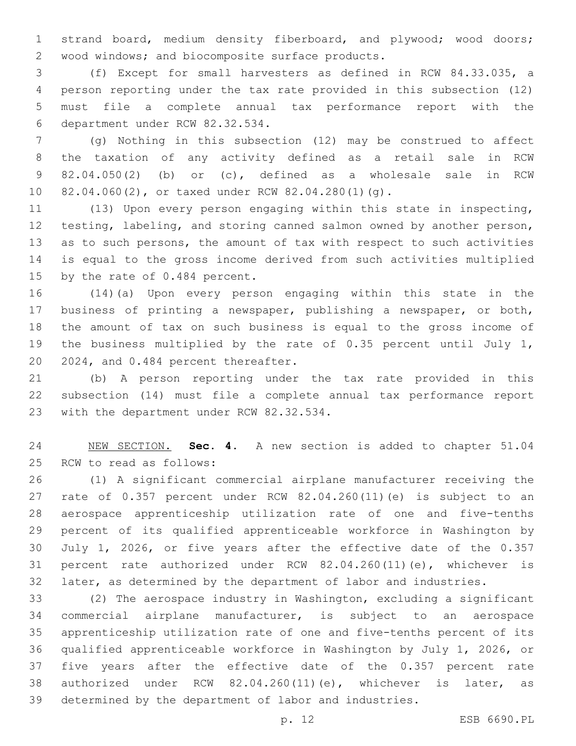strand board, medium density fiberboard, and plywood; wood doors; wood windows; and biocomposite surface products.

(f) Except for small harvesters as defined in RCW 84.33.035, a person reporting under the tax rate provided in this subsection (12) must file a complete annual tax performance report with the department under RCW 82.32.534.

(g) Nothing in this subsection (12) may be construed to affect the taxation of any activity defined as a retail sale in RCW 82.04.050(2) (b) or (c), defined as a wholesale sale in RCW 82.04.060(2), or taxed under RCW 82.04.280(1)(g).

(13) Upon every person engaging within this state in inspecting, testing, labeling, and storing canned salmon owned by another person, as to such persons, the amount of tax with respect to such activities is equal to the gross income derived from such activities multiplied by the rate of 0.484 percent.

(14)(a) Upon every person engaging within this state in the business of printing a newspaper, publishing a newspaper, or both, the amount of tax on such business is equal to the gross income of the business multiplied by the rate of 0.35 percent until July 1, 2024, and 0.484 percent thereafter.

(b) A person reporting under the tax rate provided in this subsection (14) must file a complete annual tax performance report with the department under RCW 82.32.534.

NEW SECTION. **Sec. 4.** A new section is added to chapter 51.04 RCW to read as follows:

(1) A significant commercial airplane manufacturer receiving the rate of 0.357 percent under RCW 82.04.260(11)(e) is subject to an aerospace apprenticeship utilization rate of one and five-tenths percent of its qualified apprenticeable workforce in Washington by July 1, 2026, or five years after the effective date of the 0.357 percent rate authorized under RCW 82.04.260(11)(e), whichever is later, as determined by the department of labor and industries.

(2) The aerospace industry in Washington, excluding a significant commercial airplane manufacturer, is subject to an aerospace apprenticeship utilization rate of one and five-tenths percent of its qualified apprenticeable workforce in Washington by July 1, 2026, or five years after the effective date of the 0.357 percent rate authorized under RCW 82.04.260(11)(e), whichever is later, as determined by the department of labor and industries.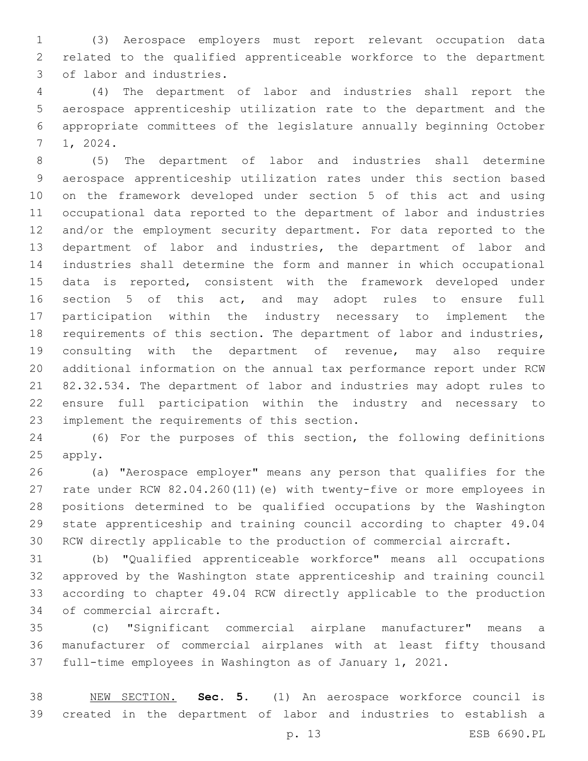(3) Aerospace employers must report relevant occupation data related to the qualified apprenticeable workforce to the department of labor and industries.

(4) The department of labor and industries shall report the aerospace apprenticeship utilization rate to the department and the appropriate committees of the legislature annually beginning October 1, 2024.

(5) The department of labor and industries shall determine aerospace apprenticeship utilization rates under this section based on the framework developed under section 5 of this act and using occupational data reported to the department of labor and industries and/or the employment security department. For data reported to the department of labor and industries, the department of labor and industries shall determine the form and manner in which occupational data is reported, consistent with the framework developed under section 5 of this act, and may adopt rules to ensure full participation within the industry necessary to implement the requirements of this section. The department of labor and industries, consulting with the department of revenue, may also require additional information on the annual tax performance report under RCW 82.32.534. The department of labor and industries may adopt rules to ensure full participation within the industry and necessary to implement the requirements of this section.

(6) For the purposes of this section, the following definitions apply.

(a) "Aerospace employer" means any person that qualifies for the rate under RCW 82.04.260(11)(e) with twenty-five or more employees in positions determined to be qualified occupations by the Washington state apprenticeship and training council according to chapter 49.04 RCW directly applicable to the production of commercial aircraft.

(b) "Qualified apprenticeable workforce" means all occupations approved by the Washington state apprenticeship and training council according to chapter 49.04 RCW directly applicable to the production of commercial aircraft.

(c) "Significant commercial airplane manufacturer" means a manufacturer of commercial airplanes with at least fifty thousand full-time employees in Washington as of January 1, 2021.

NEW SECTION. **Sec. 5.** (1) An aerospace workforce council is created in the department of labor and industries to establish a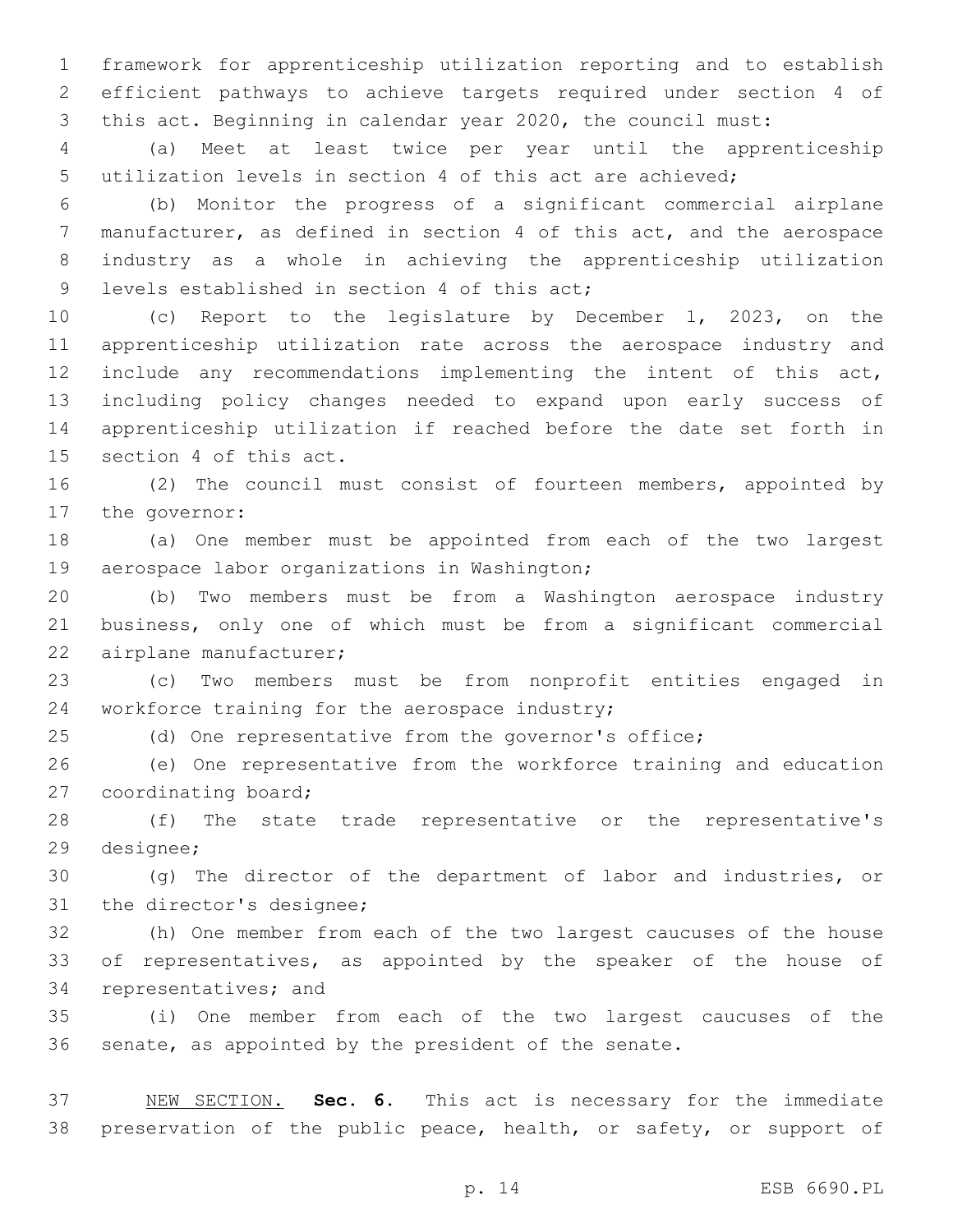framework for apprenticeship utilization reporting and to establish efficient pathways to achieve targets required under section 4 of this act. Beginning in calendar year 2020, the council must:

(a) Meet at least twice per year until the apprenticeship utilization levels in section 4 of this act are achieved;

(b) Monitor the progress of a significant commercial airplane manufacturer, as defined in section 4 of this act, and the aerospace industry as a whole in achieving the apprenticeship utilization levels established in section 4 of this act;

(c) Report to the legislature by December 1, 2023, on the apprenticeship utilization rate across the aerospace industry and include any recommendations implementing the intent of this act, including policy changes needed to expand upon early success of apprenticeship utilization if reached before the date set forth in section 4 of this act.

(2) The council must consist of fourteen members, appointed by the governor:

(a) One member must be appointed from each of the two largest aerospace labor organizations in Washington;

(b) Two members must be from a Washington aerospace industry business, only one of which must be from a significant commercial airplane manufacturer;

(c) Two members must be from nonprofit entities engaged in workforce training for the aerospace industry;

(d) One representative from the governor's office;

(e) One representative from the workforce training and education coordinating board;

(f) The state trade representative or the representative's designee;

(g) The director of the department of labor and industries, or the director's designee;

(h) One member from each of the two largest caucuses of the house of representatives, as appointed by the speaker of the house of representatives; and

(i) One member from each of the two largest caucuses of the senate, as appointed by the president of the senate.

NEW SECTION. **Sec. 6.** This act is necessary for the immediate preservation of the public peace, health, or safety, or support of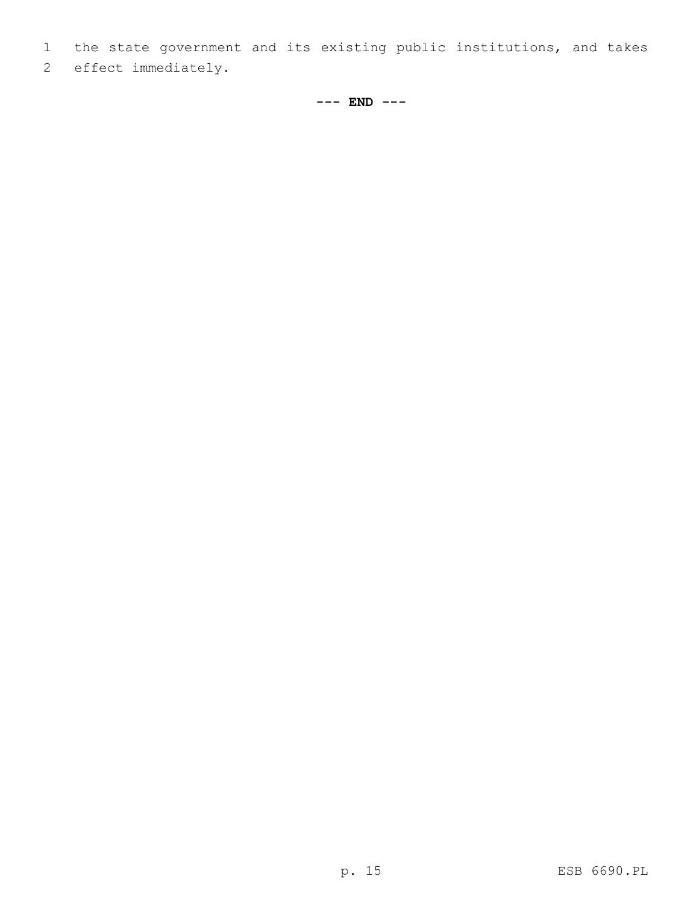the state government and its existing public institutions, and takes effect immediately.

**--- END ---**